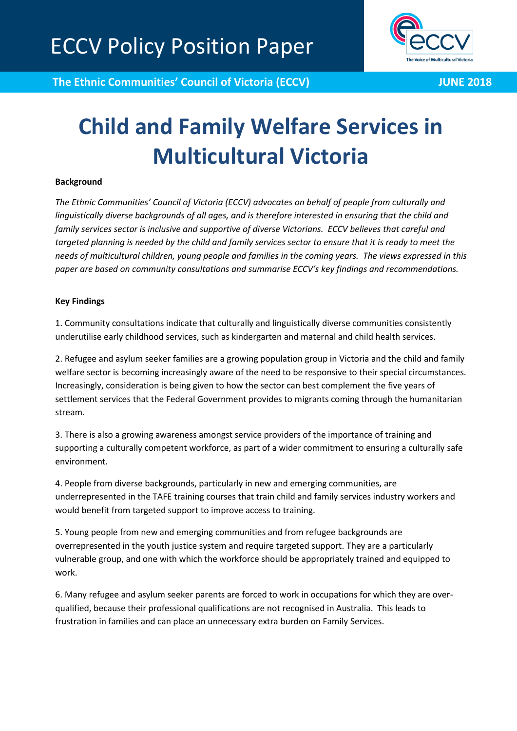# ECCV Policy Position Paper

**The Ethnic Communities' Council of Victoria (ECCV)** **JUNE 2018**

# Child and Family Welfare Services in Multicultural Victoria

**Background**

*The Ethnic Communities' Council of Victoria (ECCV) advocates on behalf of people from culturally and linguistically diverse backgrounds of all ages, and is therefore interested in ensuring that the child and family services sector is inclusive and supportive of diverse Victorians. ECCV believes that careful and targeted planning is needed by the child and family services sector to ensure that it is ready to meet the needs of multicultural children, young people and families in the coming years. The views expressed in this paper are based on community consultations and summarise ECCV's key findings and recommendations.*

**Key Findings**

1. Community consultations indicate that culturally and linguistically diverse communities consistently underutilise early childhood services, such as kindergarten and maternal and child health services.

2. Refugee and asylum seeker families are a growing population group in Victoria and the child and family welfare sector is becoming increasingly aware of the need to be responsive to their special circumstances. Increasingly, consideration is being given to how the sector can best complement the five years of settlement services that the Federal Government provides to migrants coming through the humanitarian stream.

3. There is also a growing awareness amongst service providers of the importance of training and supporting a culturally competent workforce, as part of a wider commitment to ensuring a culturally safe environment.

4. People from diverse backgrounds, particularly in new and emerging communities, are underrepresented in the TAFE training courses that train child and family services industry workers and would benefit from targeted support to improve access to training.

5. Young people from new and emerging communities and from refugee backgrounds are overrepresented in the youth justice system and require targeted support. They are a particularly vulnerable group, and one with which the workforce should be appropriately trained and equipped to work.

6. Many refugee and asylum seeker parents are forced to work in occupations for which they are over-qualified, because their professional qualifications are not recognised in Australia. This leads to frustration in families and can place an unnecessary extra burden on Family Services.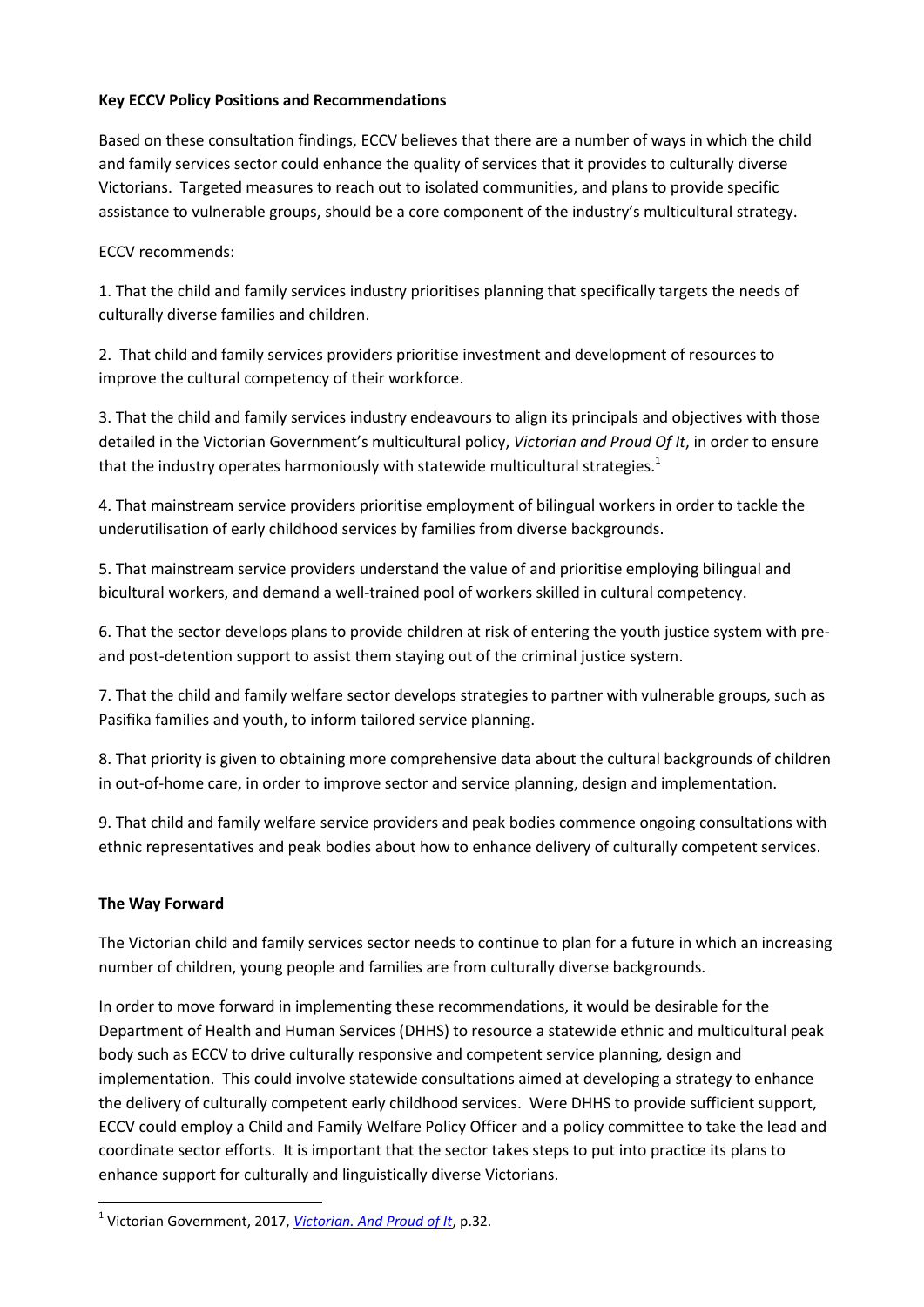**Key ECCV Policy Positions and Recommendations**

Based on these consultation findings, ECCV believes that there are a number of ways in which the child and family services sector could enhance the quality of services that it provides to culturally diverse Victorians. Targeted measures to reach out to isolated communities, and plans to provide specific assistance to vulnerable groups, should be a core component of the industry's multicultural strategy.

ECCV recommends:

1. That the child and family services industry prioritises planning that specifically targets the needs of culturally diverse families and children.

2. That child and family services providers prioritise investment and development of resources to improve the cultural competency of their workforce.

3. That the child and family services industry endeavours to align its principals and objectives with those detailed in the Victorian Government's multicultural policy, *Victorian and Proud Of It*, in order to ensure that the industry operates harmoniously with statewide multicultural strategies.[1]

4. That mainstream service providers prioritise employment of bilingual workers in order to tackle the underutilisation of early childhood services by families from diverse backgrounds.

5. That mainstream service providers understand the value of and prioritise employing bilingual and bicultural workers, and demand a well-trained pool of workers skilled in cultural competency.

6. That the sector develops plans to provide children at risk of entering the youth justice system with pre- and post-detention support to assist them staying out of the criminal justice system.

7. That the child and family welfare sector develops strategies to partner with vulnerable groups, such as Pasifika families and youth, to inform tailored service planning.

8. That priority is given to obtaining more comprehensive data about the cultural backgrounds of children in out-of-home care, in order to improve sector and service planning, design and implementation.

9. That child and family welfare service providers and peak bodies commence ongoing consultations with ethnic representatives and peak bodies about how to enhance delivery of culturally competent services.

**The Way Forward**

The Victorian child and family services sector needs to continue to plan for a future in which an increasing number of children, young people and families are from culturally diverse backgrounds.

In order to move forward in implementing these recommendations, it would be desirable for the Department of Health and Human Services (DHHS) to resource a statewide ethnic and multicultural peak body such as ECCV to drive culturally responsive and competent service planning, design and implementation. This could involve statewide consultations aimed at developing a strategy to enhance the delivery of culturally competent early childhood services. Were DHHS to provide sufficient support, ECCV could employ a Child and Family Welfare Policy Officer and a policy committee to take the lead and coordinate sector efforts. It is important that the sector takes steps to put into practice its plans to enhance support for culturally and linguistically diverse Victorians.

---

[1] Victorian Government, 2017, *Victorian. And Proud of It*, p.32.